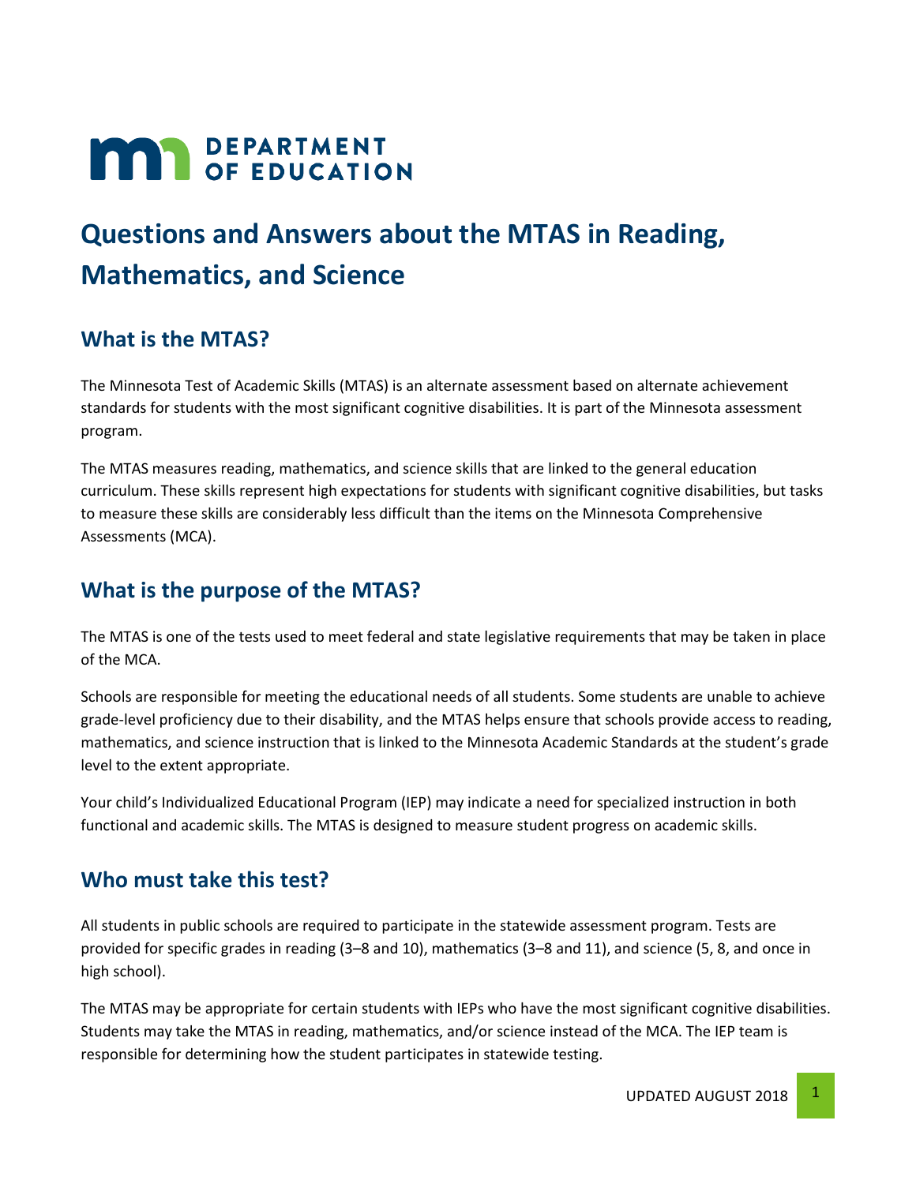# Questions and Answers about the MTAS in Reading, Mathematics, and Science

## What is the MTAS?

The Minnesota Test of Academic Skills (MTAS) is an alternate assessment based on alternate achievement standards for students with the most significant cognitive disabilities. It is part of the Minnesota assessment program.

The MTAS measures reading, mathematics, and science skills that are linked to the general education curriculum. These skills represent high expectations for students with significant cognitive disabilities, but tasks to measure these skills are considerably less difficult than the items on the Minnesota Comprehensive Assessments (MCA).

## What is the purpose of the MTAS?

The MTAS is one of the tests used to meet federal and state legislative requirements that may be taken in place of the MCA.

Schools are responsible for meeting the educational needs of all students. Some students are unable to achieve grade-level proficiency due to their disability, and the MTAS helps ensure that schools provide access to reading, mathematics, and science instruction that is linked to the Minnesota Academic Standards at the student's grade level to the extent appropriate.

Your child's Individualized Educational Program (IEP) may indicate a need for specialized instruction in both functional and academic skills. The MTAS is designed to measure student progress on academic skills.

## Who must take this test?

All students in public schools are required to participate in the statewide assessment program. Tests are provided for specific grades in reading (3–8 and 10), mathematics (3–8 and 11), and science (5, 8, and once in high school).

The MTAS may be appropriate for certain students with IEPs who have the most significant cognitive disabilities. Students may take the MTAS in reading, mathematics, and/or science instead of the MCA. The IEP team is responsible for determining how the student participates in statewide testing.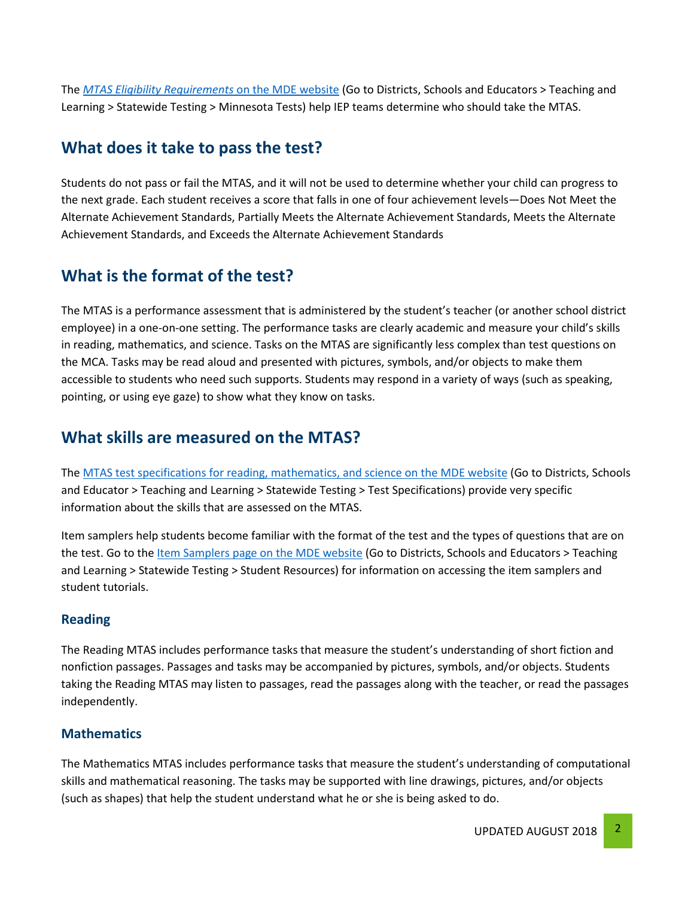The [*MTAS Eligibility Requirements* on the MDE website](#) (Go to Districts, Schools and Educators > Teaching and Learning > Statewide Testing > Minnesota Tests) help IEP teams determine who should take the MTAS.

## What does it take to pass the test?

Students do not pass or fail the MTAS, and it will not be used to determine whether your child can progress to the next grade. Each student receives a score that falls in one of four achievement levels—Does Not Meet the Alternate Achievement Standards, Partially Meets the Alternate Achievement Standards, Meets the Alternate Achievement Standards, and Exceeds the Alternate Achievement Standards

## What is the format of the test?

The MTAS is a performance assessment that is administered by the student's teacher (or another school district employee) in a one-on-one setting. The performance tasks are clearly academic and measure your child's skills in reading, mathematics, and science. Tasks on the MTAS are significantly less complex than test questions on the MCA. Tasks may be read aloud and presented with pictures, symbols, and/or objects to make them accessible to students who need such supports. Students may respond in a variety of ways (such as speaking, pointing, or using eye gaze) to show what they know on tasks.

## What skills are measured on the MTAS?

The [MTAS test specifications for reading, mathematics, and science on the MDE website](#) (Go to Districts, Schools and Educator > Teaching and Learning > Statewide Testing > Test Specifications) provide very specific information about the skills that are assessed on the MTAS.

Item samplers help students become familiar with the format of the test and the types of questions that are on the test. Go to the [Item Samplers page on the MDE website](#) (Go to Districts, Schools and Educators > Teaching and Learning > Statewide Testing > Student Resources) for information on accessing the item samplers and student tutorials.

### Reading

The Reading MTAS includes performance tasks that measure the student's understanding of short fiction and nonfiction passages. Passages and tasks may be accompanied by pictures, symbols, and/or objects. Students taking the Reading MTAS may listen to passages, read the passages along with the teacher, or read the passages independently.

### Mathematics

The Mathematics MTAS includes performance tasks that measure the student's understanding of computational skills and mathematical reasoning. The tasks may be supported with line drawings, pictures, and/or objects (such as shapes) that help the student understand what he or she is being asked to do.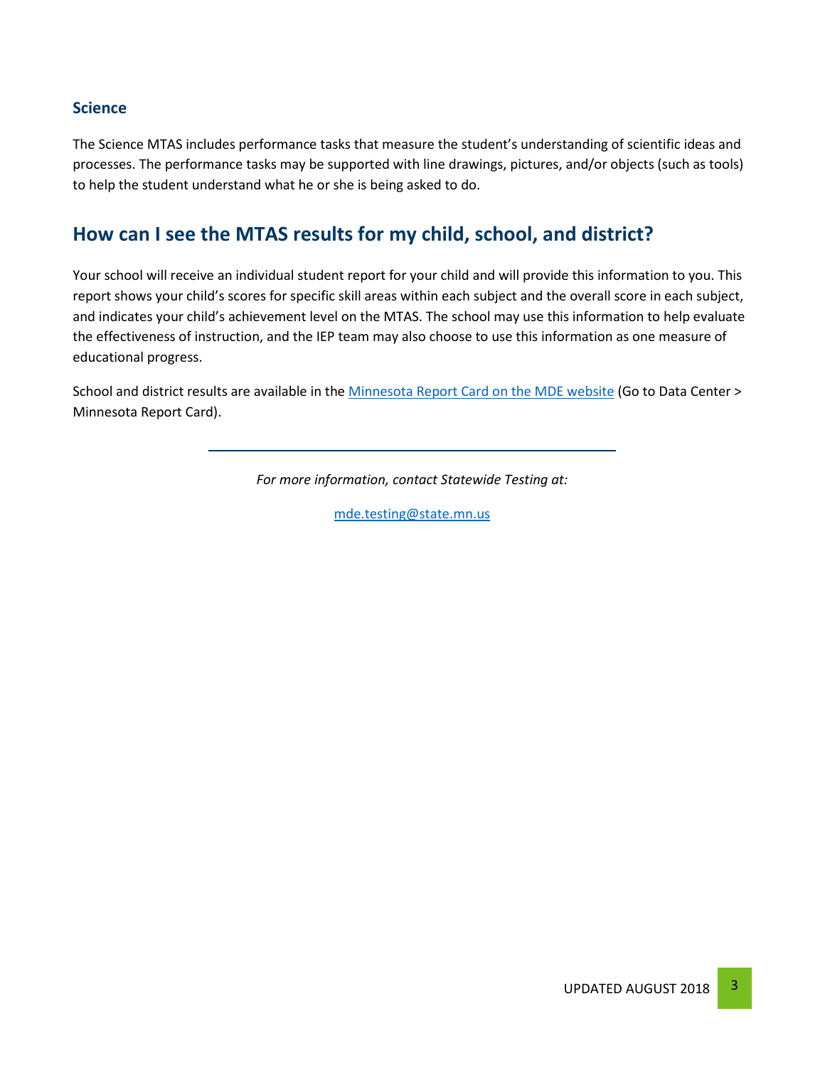### Science

The Science MTAS includes performance tasks that measure the student's understanding of scientific ideas and processes. The performance tasks may be supported with line drawings, pictures, and/or objects (such as tools) to help the student understand what he or she is being asked to do.

## How can I see the MTAS results for my child, school, and district?

Your school will receive an individual student report for your child and will provide this information to you. This report shows your child's scores for specific skill areas within each subject and the overall score in each subject, and indicates your child's achievement level on the MTAS. The school may use this information to help evaluate the effectiveness of instruction, and the IEP team may also choose to use this information as one measure of educational progress.

School and district results are available in the Minnesota Report Card on the MDE website (Go to Data Center > Minnesota Report Card).

---

*For more information, contact Statewide Testing at:*

mde.testing@state.mn.us